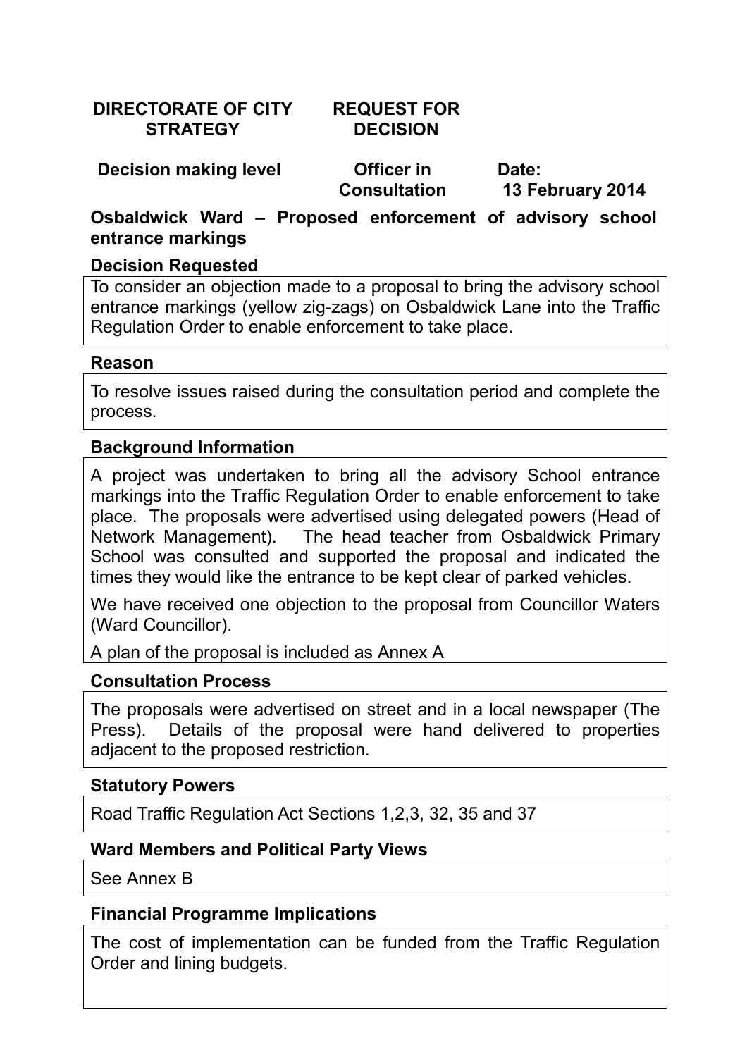**DIRECTORATE OF CITY STRATEGY** | **REQUEST FOR DECISION**

| Decision making level | Officer in Consultation | Date: 13 February 2014 |
|---|---|---|

## Osbaldwick Ward – Proposed enforcement of advisory school entrance markings

### Decision Requested

To consider an objection made to a proposal to bring the advisory school entrance markings (yellow zig-zags) on Osbaldwick Lane into the Traffic Regulation Order to enable enforcement to take place.

### Reason

To resolve issues raised during the consultation period and complete the process.

### Background Information

A project was undertaken to bring all the advisory School entrance markings into the Traffic Regulation Order to enable enforcement to take place. The proposals were advertised using delegated powers (Head of Network Management). The head teacher from Osbaldwick Primary School was consulted and supported the proposal and indicated the times they would like the entrance to be kept clear of parked vehicles.

We have received one objection to the proposal from Councillor Waters (Ward Councillor).

A plan of the proposal is included as Annex A

### Consultation Process

The proposals were advertised on street and in a local newspaper (The Press). Details of the proposal were hand delivered to properties adjacent to the proposed restriction.

### Statutory Powers

Road Traffic Regulation Act Sections 1,2,3, 32, 35 and 37

### Ward Members and Political Party Views

See Annex B

### Financial Programme Implications

The cost of implementation can be funded from the Traffic Regulation Order and lining budgets.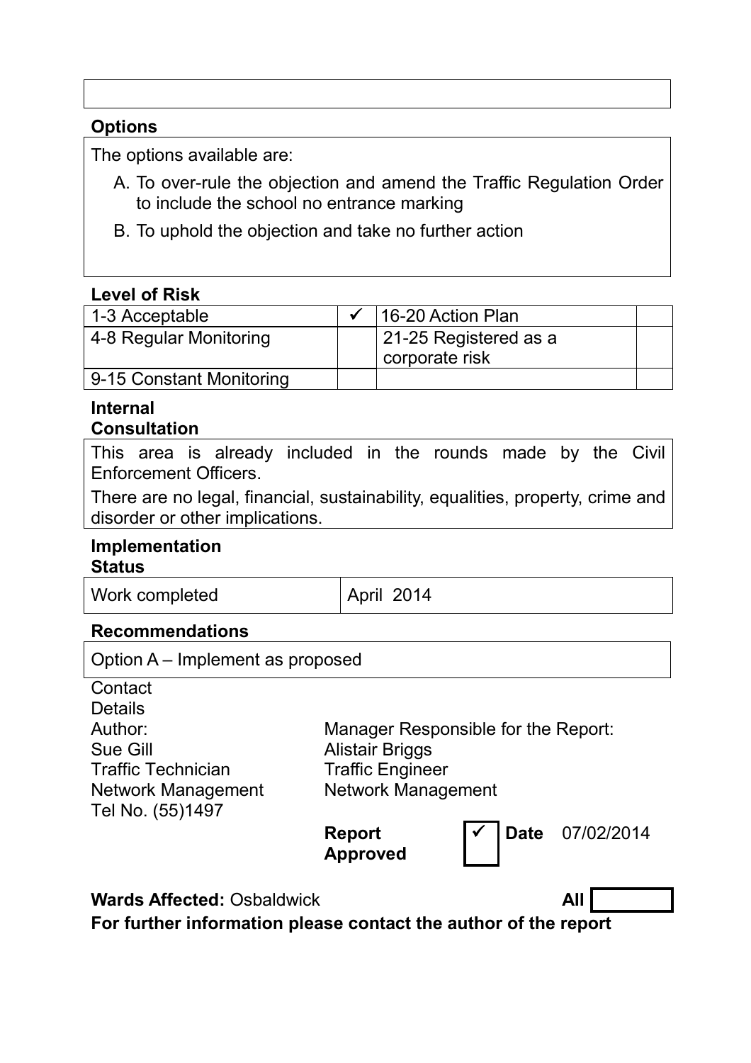**Options**

The options available are:

A. To over-rule the objection and amend the Traffic Regulation Order to include the school no entrance marking
B. To uphold the objection and take no further action

**Level of Risk**

| 1-3 Acceptable | ✓ | 16-20 Action Plan | |
|---|---|---|---|
| 4-8 Regular Monitoring | | 21-25 Registered as a corporate risk | |
| 9-15 Constant Monitoring | | | |

**Internal Consultation**

This area is already included in the rounds made by the Civil Enforcement Officers.

There are no legal, financial, sustainability, equalities, property, crime and disorder or other implications.

**Implementation Status**

| Work completed | April 2014 |
|---|---|

**Recommendations**

Option A – Implement as proposed

Contact Details

Author:
Sue Gill
Traffic Technician
Network Management
Tel No. (55)1497

Manager Responsible for the Report:
Alistair Briggs
Traffic Engineer
Network Management

**Report Approved** ✓ **Date** 07/02/2014

**Wards Affected:** Osbaldwick **All** ☐

**For further information please contact the author of the report**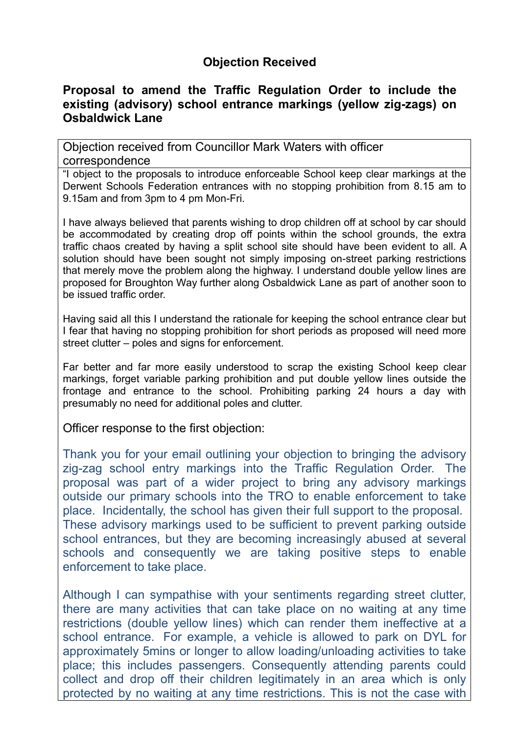**Objection Received**

**Proposal to amend the Traffic Regulation Order to include the existing (advisory) school entrance markings (yellow zig-zags) on Osbaldwick Lane**

Objection received from Councillor Mark Waters with officer correspondence

"I object to the proposals to introduce enforceable School keep clear markings at the Derwent Schools Federation entrances with no stopping prohibition from 8.15 am to 9.15am and from 3pm to 4 pm Mon-Fri.

I have always believed that parents wishing to drop children off at school by car should be accommodated by creating drop off points within the school grounds, the extra traffic chaos created by having a split school site should have been evident to all. A solution should have been sought not simply imposing on-street parking restrictions that merely move the problem along the highway. I understand double yellow lines are proposed for Broughton Way further along Osbaldwick Lane as part of another soon to be issued traffic order.

Having said all this I understand the rationale for keeping the school entrance clear but I fear that having no stopping prohibition for short periods as proposed will need more street clutter – poles and signs for enforcement.

Far better and far more easily understood to scrap the existing School keep clear markings, forget variable parking prohibition and put double yellow lines outside the frontage and entrance to the school. Prohibiting parking 24 hours a day with presumably no need for additional poles and clutter.

Officer response to the first objection:

Thank you for your email outlining your objection to bringing the advisory zig-zag school entry markings into the Traffic Regulation Order. The proposal was part of a wider project to bring any advisory markings outside our primary schools into the TRO to enable enforcement to take place. Incidentally, the school has given their full support to the proposal. These advisory markings used to be sufficient to prevent parking outside school entrances, but they are becoming increasingly abused at several schools and consequently we are taking positive steps to enable enforcement to take place.

Although I can sympathise with your sentiments regarding street clutter, there are many activities that can take place on no waiting at any time restrictions (double yellow lines) which can render them ineffective at a school entrance. For example, a vehicle is allowed to park on DYL for approximately 5mins or longer to allow loading/unloading activities to take place; this includes passengers. Consequently attending parents could collect and drop off their children legitimately in an area which is only protected by no waiting at any time restrictions. This is not the case with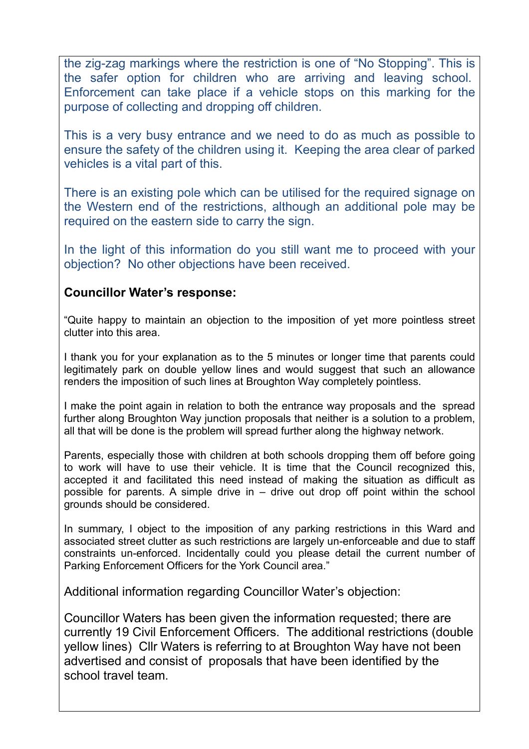the zig-zag markings where the restriction is one of "No Stopping". This is the safer option for children who are arriving and leaving school. Enforcement can take place if a vehicle stops on this marking for the purpose of collecting and dropping off children.

This is a very busy entrance and we need to do as much as possible to ensure the safety of the children using it. Keeping the area clear of parked vehicles is a vital part of this.

There is an existing pole which can be utilised for the required signage on the Western end of the restrictions, although an additional pole may be required on the eastern side to carry the sign.

In the light of this information do you still want me to proceed with your objection? No other objections have been received.

**Councillor Water's response:**

"Quite happy to maintain an objection to the imposition of yet more pointless street clutter into this area.

I thank you for your explanation as to the 5 minutes or longer time that parents could legitimately park on double yellow lines and would suggest that such an allowance renders the imposition of such lines at Broughton Way completely pointless.

I make the point again in relation to both the entrance way proposals and the spread further along Broughton Way junction proposals that neither is a solution to a problem, all that will be done is the problem will spread further along the highway network.

Parents, especially those with children at both schools dropping them off before going to work will have to use their vehicle. It is time that the Council recognized this, accepted it and facilitated this need instead of making the situation as difficult as possible for parents. A simple drive in – drive out drop off point within the school grounds should be considered.

In summary, I object to the imposition of any parking restrictions in this Ward and associated street clutter as such restrictions are largely un-enforceable and due to staff constraints un-enforced. Incidentally could you please detail the current number of Parking Enforcement Officers for the York Council area."

Additional information regarding Councillor Water's objection:

Councillor Waters has been given the information requested; there are currently 19 Civil Enforcement Officers. The additional restrictions (double yellow lines) Cllr Waters is referring to at Broughton Way have not been advertised and consist of proposals that have been identified by the school travel team.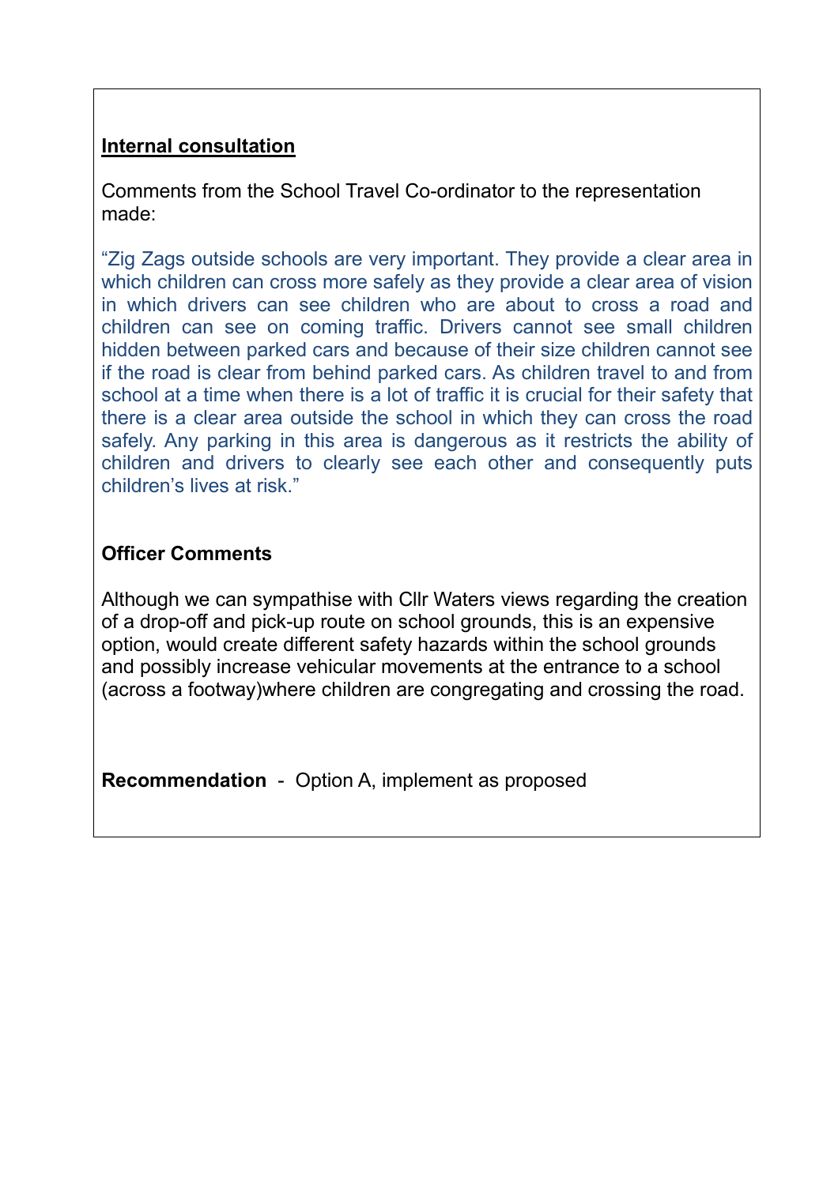**Internal consultation**

Comments from the School Travel Co-ordinator to the representation made:

"Zig Zags outside schools are very important. They provide a clear area in which children can cross more safely as they provide a clear area of vision in which drivers can see children who are about to cross a road and children can see on coming traffic. Drivers cannot see small children hidden between parked cars and because of their size children cannot see if the road is clear from behind parked cars. As children travel to and from school at a time when there is a lot of traffic it is crucial for their safety that there is a clear area outside the school in which they can cross the road safely. Any parking in this area is dangerous as it restricts the ability of children and drivers to clearly see each other and consequently puts children's lives at risk."

**Officer Comments**

Although we can sympathise with Cllr Waters views regarding the creation of a drop-off and pick-up route on school grounds, this is an expensive option, would create different safety hazards within the school grounds and possibly increase vehicular movements at the entrance to a school (across a footway)where children are congregating and crossing the road.

**Recommendation** - Option A, implement as proposed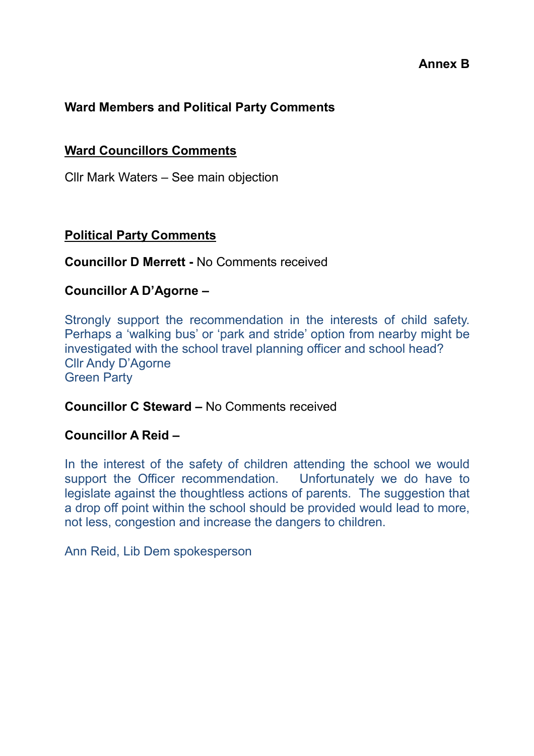**Annex B**

**Ward Members and Political Party Comments**

## Ward Councillors Comments

Cllr Mark Waters – See main objection

## Political Party Comments

**Councillor D Merrett -** No Comments received

**Councillor A D'Agorne –**

Strongly support the recommendation in the interests of child safety. Perhaps a 'walking bus' or 'park and stride' option from nearby might be investigated with the school travel planning officer and school head?
Cllr Andy D'Agorne
Green Party

**Councillor C Steward –** No Comments received

**Councillor A Reid –**

In the interest of the safety of children attending the school we would support the Officer recommendation. Unfortunately we do have to legislate against the thoughtless actions of parents. The suggestion that a drop off point within the school should be provided would lead to more, not less, congestion and increase the dangers to children.

Ann Reid, Lib Dem spokesperson